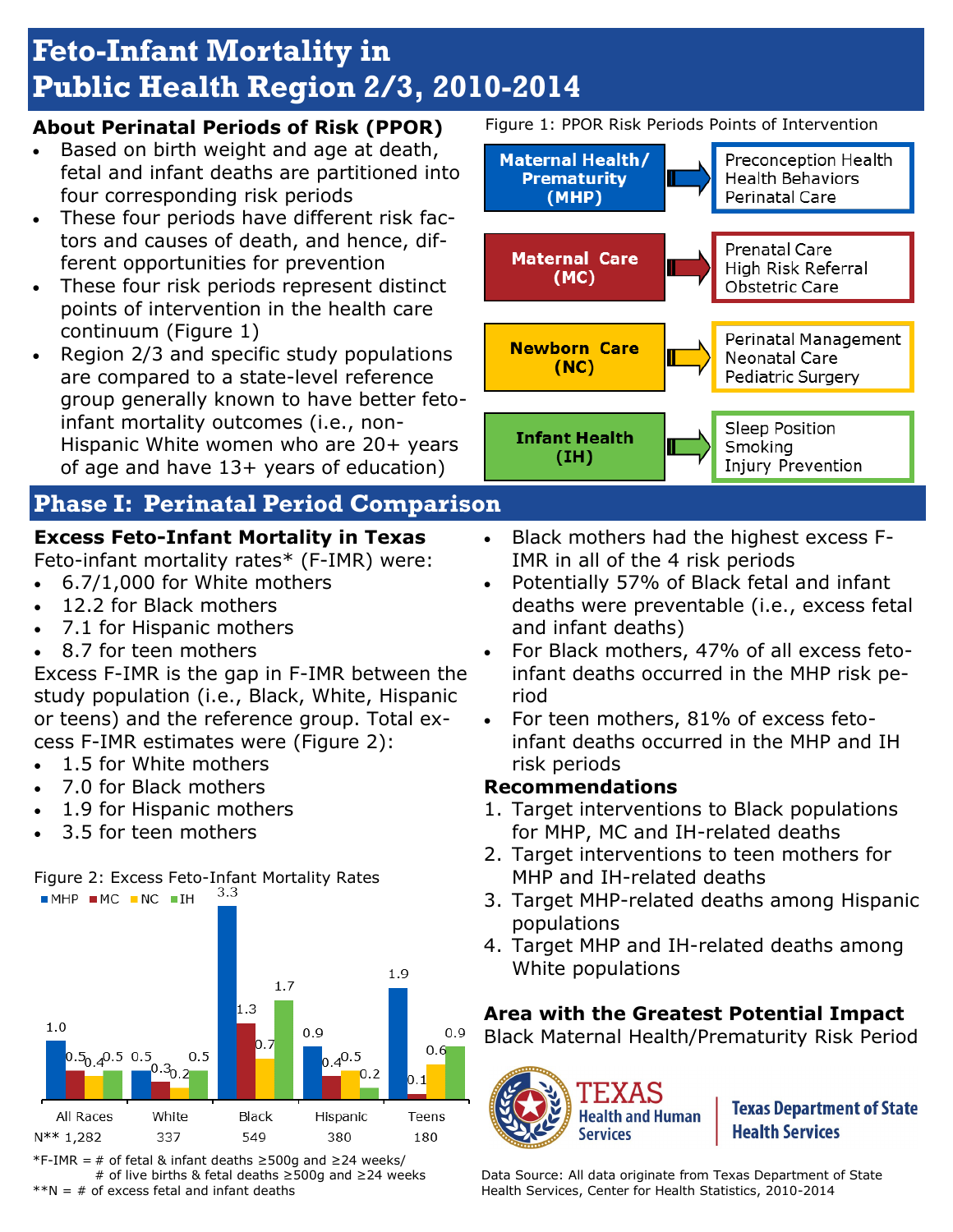# Feto-Infant Mortality in Public Health Region 2/3, 2010-2014

## About Perinatal Periods of Risk (PPOR)

- Based on birth weight and age at death, fetal and infant deaths are partitioned into four corresponding risk periods
- These four periods have different risk factors and causes of death, and hence, different opportunities for prevention
- These four risk periods represent distinct points of intervention in the health care continuum (Figure 1)
- Region 2/3 and specific study populations are compared to a state-level reference group generally known to have better feto-infant mortality outcomes (i.e., non-Hispanic White women who are 20+ years of age and have 13+ years of education)

Figure 1: PPOR Risk Periods Points of Intervention

| Risk Period | Points of Intervention |
| --- | --- |
| Maternal Health/ Prematurity (MHP) | Preconception Health; Health Behaviors; Perinatal Care |
| Maternal Care (MC) | Prenatal Care; High Risk Referral; Obstetric Care |
| Newborn Care (NC) | Perinatal Management; Neonatal Care; Pediatric Surgery |
| Infant Health (IH) | Sleep Position; Smoking; Injury Prevention |

## Phase I: Perinatal Period Comparison

### Excess Feto-Infant Mortality in Texas

Feto-infant mortality rates* (F-IMR) were:

- 6.7/1,000 for White mothers
- 12.2 for Black mothers
- 7.1 for Hispanic mothers
- 8.7 for teen mothers

Excess F-IMR is the gap in F-IMR between the study population (i.e., Black, White, Hispanic or teens) and the reference group. Total excess F-IMR estimates were (Figure 2):

- 1.5 for White mothers
- 7.0 for Black mothers
- 1.9 for Hispanic mothers
- 3.5 for teen mothers

Figure 2: Excess Feto-Infant Mortality Rates

| | All Races | White | Black | Hispanic | Teens |
| --- | --- | --- | --- | --- | --- |
| MHP | 1.0 | 0.5 | 3.3 | 0.9 | 1.9 |
| MC | 0.5 | 0.3 | 1.3 | 0.4 | 0.1 |
| NC | 0.4 | 0.2 | 0.7 | 0.5 | 0.6 |
| IH | 0.5 | 0.5 | 1.7 | 0.2 | 0.9 |
| N** | 1,282 | 337 | 549 | 380 | 180 |

*F-IMR = # of fetal & infant deaths ≥500g and ≥24 weeks/ # of live births & fetal deaths ≥500g and ≥24 weeks

**N = # of excess fetal and infant deaths

- Black mothers had the highest excess F-IMR in all of the 4 risk periods
- Potentially 57% of Black fetal and infant deaths were preventable (i.e., excess fetal and infant deaths)
- For Black mothers, 47% of all excess feto-infant deaths occurred in the MHP risk period
- For teen mothers, 81% of excess feto-infant deaths occurred in the MHP and IH risk periods

### Recommendations

1. Target interventions to Black populations for MHP, MC and IH-related deaths
2. Target interventions to teen mothers for MHP and IH-related deaths
3. Target MHP-related deaths among Hispanic populations
4. Target MHP and IH-related deaths among White populations

### Area with the Greatest Potential Impact

Black Maternal Health/Prematurity Risk Period

TEXAS Health and Human Services | Texas Department of State Health Services

Data Source: All data originate from Texas Department of State Health Services, Center for Health Statistics, 2010-2014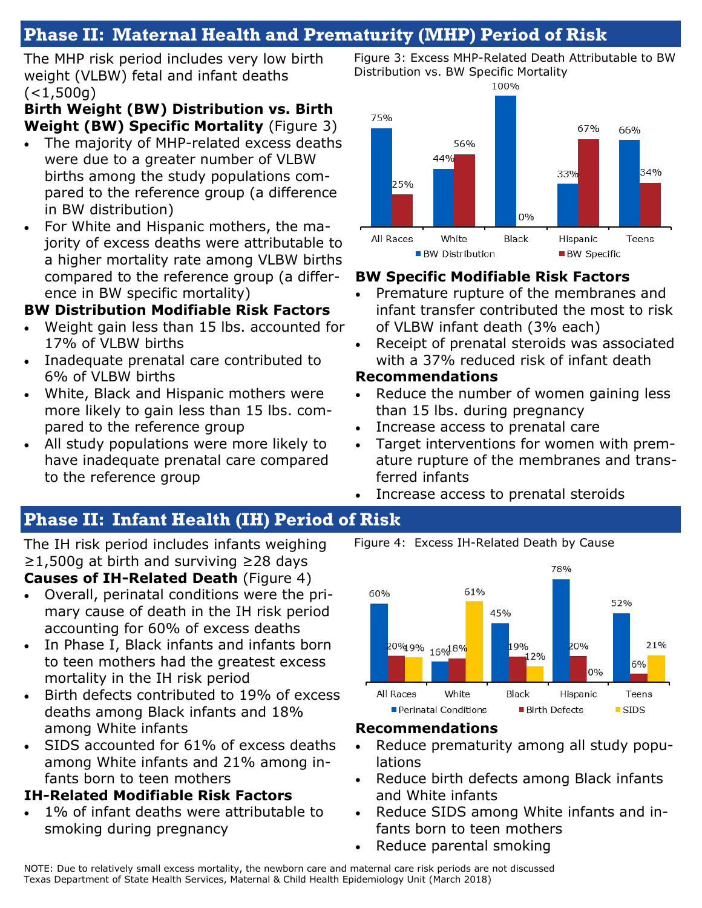## Phase II: Maternal Health and Prematurity (MHP) Period of Risk

The MHP risk period includes very low birth weight (VLBW) fetal and infant deaths (<1,500g)

**Birth Weight (BW) Distribution vs. Birth Weight (BW) Specific Mortality** (Figure 3)

- The majority of MHP-related excess deaths were due to a greater number of VLBW births among the study populations compared to the reference group (a difference in BW distribution)
- For White and Hispanic mothers, the majority of excess deaths were attributable to a higher mortality rate among VLBW births compared to the reference group (a difference in BW specific mortality)

**BW Distribution Modifiable Risk Factors**

- Weight gain less than 15 lbs. accounted for 17% of VLBW births
- Inadequate prenatal care contributed to 6% of VLBW births
- White, Black and Hispanic mothers were more likely to gain less than 15 lbs. compared to the reference group
- All study populations were more likely to have inadequate prenatal care compared to the reference group

Figure 3: Excess MHP-Related Death Attributable to BW Distribution vs. BW Specific Mortality

All Races: 75%, 25%
White: 44%, 56%
Black: 100%, 0%
Hispanic: 33%, 67%
Teens: 66%, 34%

BW Distribution
BW Specific

**BW Specific Modifiable Risk Factors**

- Premature rupture of the membranes and infant transfer contributed the most to risk of VLBW infant death (3% each)
- Receipt of prenatal steroids was associated with a 37% reduced risk of infant death

**Recommendations**

- Reduce the number of women gaining less than 15 lbs. during pregnancy
- Increase access to prenatal care
- Target interventions for women with premature rupture of the membranes and transferred infants
- Increase access to prenatal steroids

## Phase II: Infant Health (IH) Period of Risk

The IH risk period includes infants weighing ≥1,500g at birth and surviving ≥28 days

**Causes of IH-Related Death** (Figure 4)

- Overall, perinatal conditions were the primary cause of death in the IH risk period accounting for 60% of excess deaths
- In Phase I, Black infants and infants born to teen mothers had the greatest excess mortality in the IH risk period
- Birth defects contributed to 19% of excess deaths among Black infants and 18% among White infants
- SIDS accounted for 61% of excess deaths among White infants and 21% among infants born to teen mothers

**IH-Related Modifiable Risk Factors**

- 1% of infant deaths were attributable to smoking during pregnancy

Figure 4: Excess IH-Related Death by Cause

All Races: 60%, 20%, 19%
White: 16%, 18%, 61%
Black: 45%, 19%, 12%
Hispanic: 78%, 20%, 0%
Teens: 52%, 6%, 21%

Perinatal Conditions
Birth Defects
SIDS

**Recommendations**

- Reduce prematurity among all study populations
- Reduce birth defects among Black infants and White infants
- Reduce SIDS among White infants and infants born to teen mothers
- Reduce parental smoking

NOTE: Due to relatively small excess mortality, the newborn care and maternal care risk periods are not discussed
Texas Department of State Health Services, Maternal & Child Health Epidemiology Unit (March 2018)